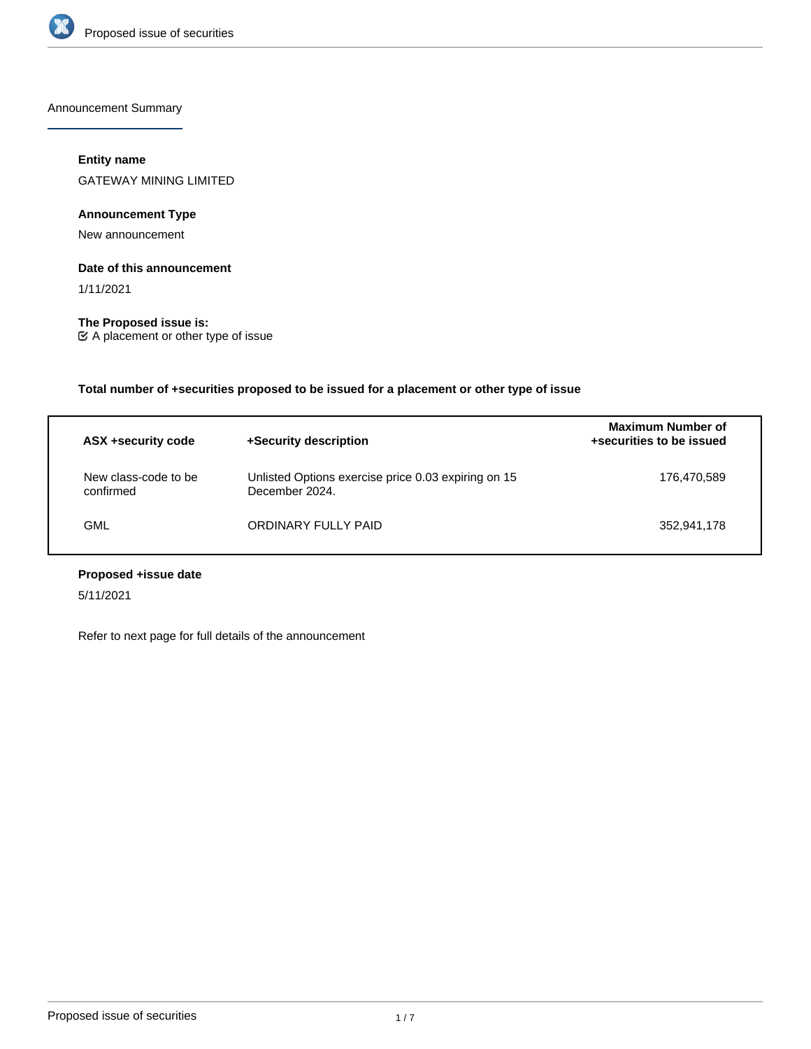Announcement Summary

**Entity name**

GATEWAY MINING LIMITED

**Announcement Type**

New announcement

**Date of this announcement**

1/11/2021

**The Proposed issue is:**

A placement or other type of issue

**Total number of +securities proposed to be issued for a placement or other type of issue**

| ASX +security code | +Security description | Maximum Number of +securities to be issued |
|---|---|---|
| New class-code to be confirmed | Unlisted Options exercise price 0.03 expiring on 15 December 2024. | 176,470,589 |
| GML | ORDINARY FULLY PAID | 352,941,178 |

**Proposed +issue date**

5/11/2021

Refer to next page for full details of the announcement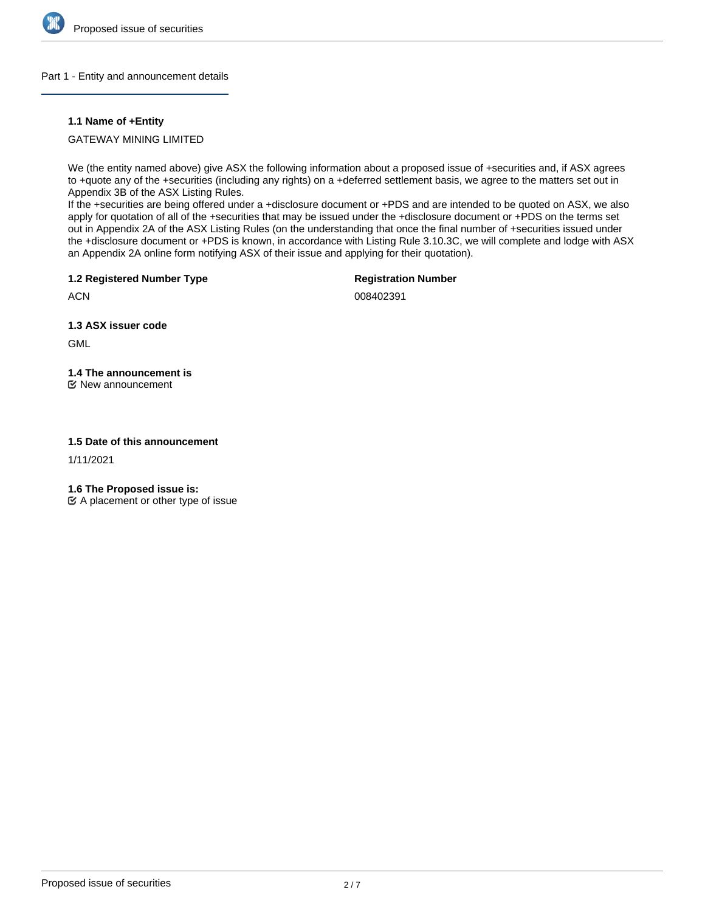## Part 1 - Entity and announcement details

### 1.1 Name of +Entity

GATEWAY MINING LIMITED

We (the entity named above) give ASX the following information about a proposed issue of +securities and, if ASX agrees to +quote any of the +securities (including any rights) on a +deferred settlement basis, we agree to the matters set out in Appendix 3B of the ASX Listing Rules.
If the +securities are being offered under a +disclosure document or +PDS and are intended to be quoted on ASX, we also apply for quotation of all of the +securities that may be issued under the +disclosure document or +PDS on the terms set out in Appendix 2A of the ASX Listing Rules (on the understanding that once the final number of +securities issued under the +disclosure document or +PDS is known, in accordance with Listing Rule 3.10.3C, we will complete and lodge with ASX an Appendix 2A online form notifying ASX of their issue and applying for their quotation).

### 1.2 Registered Number Type

ACN

**Registration Number**

008402391

### 1.3 ASX issuer code

GML

### 1.4 The announcement is

☑ New announcement

### 1.5 Date of this announcement

1/11/2021

### 1.6 The Proposed issue is:

☑ A placement or other type of issue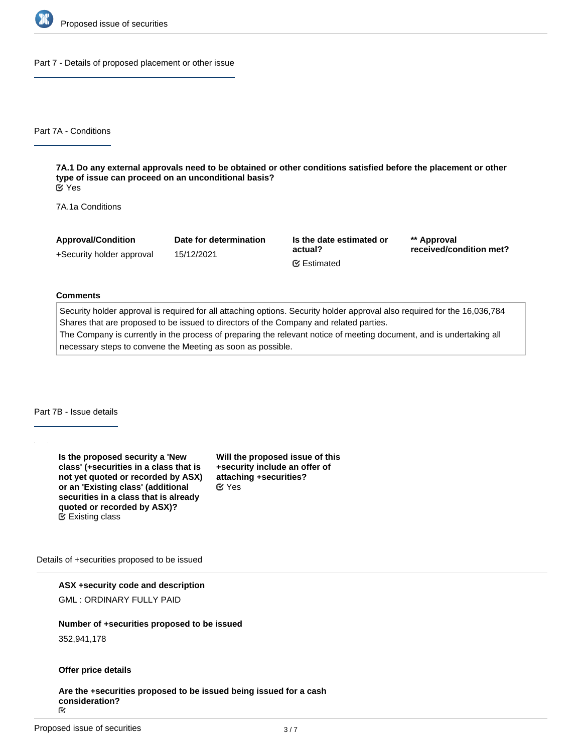## Part 7 - Details of proposed placement or other issue

### Part 7A - Conditions

**7A.1 Do any external approvals need to be obtained or other conditions satisfied before the placement or other type of issue can proceed on an unconditional basis?**
☑ Yes

7A.1a Conditions

| Approval/Condition | Date for determination | Is the date estimated or actual? | ** Approval received/condition met? |
| --- | --- | --- | --- |
| +Security holder approval | 15/12/2021 | ☑ Estimated | |

**Comments**

Security holder approval is required for all attaching options. Security holder approval also required for the 16,036,784 Shares that are proposed to be issued to directors of the Company and related parties.
The Company is currently in the process of preparing the relevant notice of meeting document, and is undertaking all necessary steps to convene the Meeting as soon as possible.

### Part 7B - Issue details

**Is the proposed security a 'New class' (+securities in a class that is not yet quoted or recorded by ASX) or an 'Existing class' (additional securities in a class that is already quoted or recorded by ASX)?**
☑ Existing class

**Will the proposed issue of this +security include an offer of attaching +securities?**
☑ Yes

Details of +securities proposed to be issued

**ASX +security code and description**

GML : ORDINARY FULLY PAID

**Number of +securities proposed to be issued**

352,941,178

**Offer price details**

**Are the +securities proposed to be issued being issued for a cash consideration?**
☑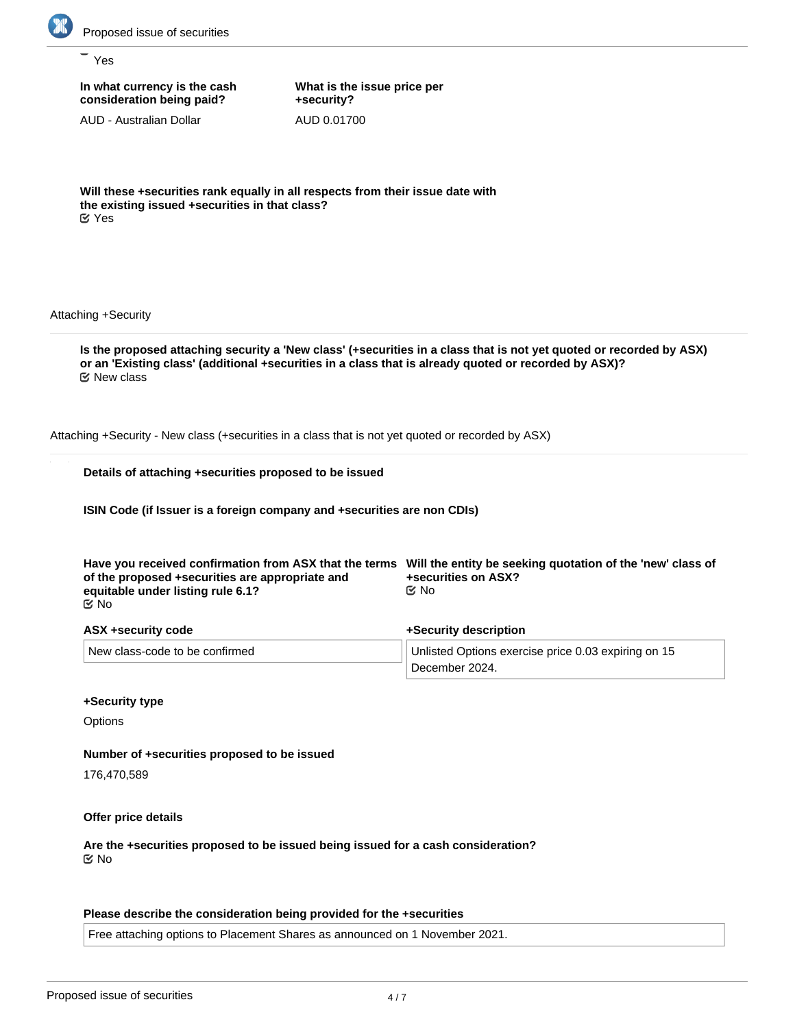Yes

**In what currency is the cash consideration being paid?**

AUD - Australian Dollar

**What is the issue price per +security?**

AUD 0.01700

**Will these +securities rank equally in all respects from their issue date with the existing issued +securities in that class?**

☑ Yes

Attaching +Security

**Is the proposed attaching security a 'New class' (+securities in a class that is not yet quoted or recorded by ASX) or an 'Existing class' (additional +securities in a class that is already quoted or recorded by ASX)?**

☑ New class

Attaching +Security - New class (+securities in a class that is not yet quoted or recorded by ASX)

**Details of attaching +securities proposed to be issued**

**ISIN Code (if Issuer is a foreign company and +securities are non CDIs)**

**Have you received confirmation from ASX that the terms of the proposed +securities are appropriate and equitable under listing rule 6.1?**

☑ No

**Will the entity be seeking quotation of the 'new' class of +securities on ASX?**

☑ No

**ASX +security code**

New class-code to be confirmed

**+Security description**

Unlisted Options exercise price 0.03 expiring on 15 December 2024.

**+Security type**

Options

**Number of +securities proposed to be issued**

176,470,589

**Offer price details**

**Are the +securities proposed to be issued being issued for a cash consideration?**

☑ No

**Please describe the consideration being provided for the +securities**

Free attaching options to Placement Shares as announced on 1 November 2021.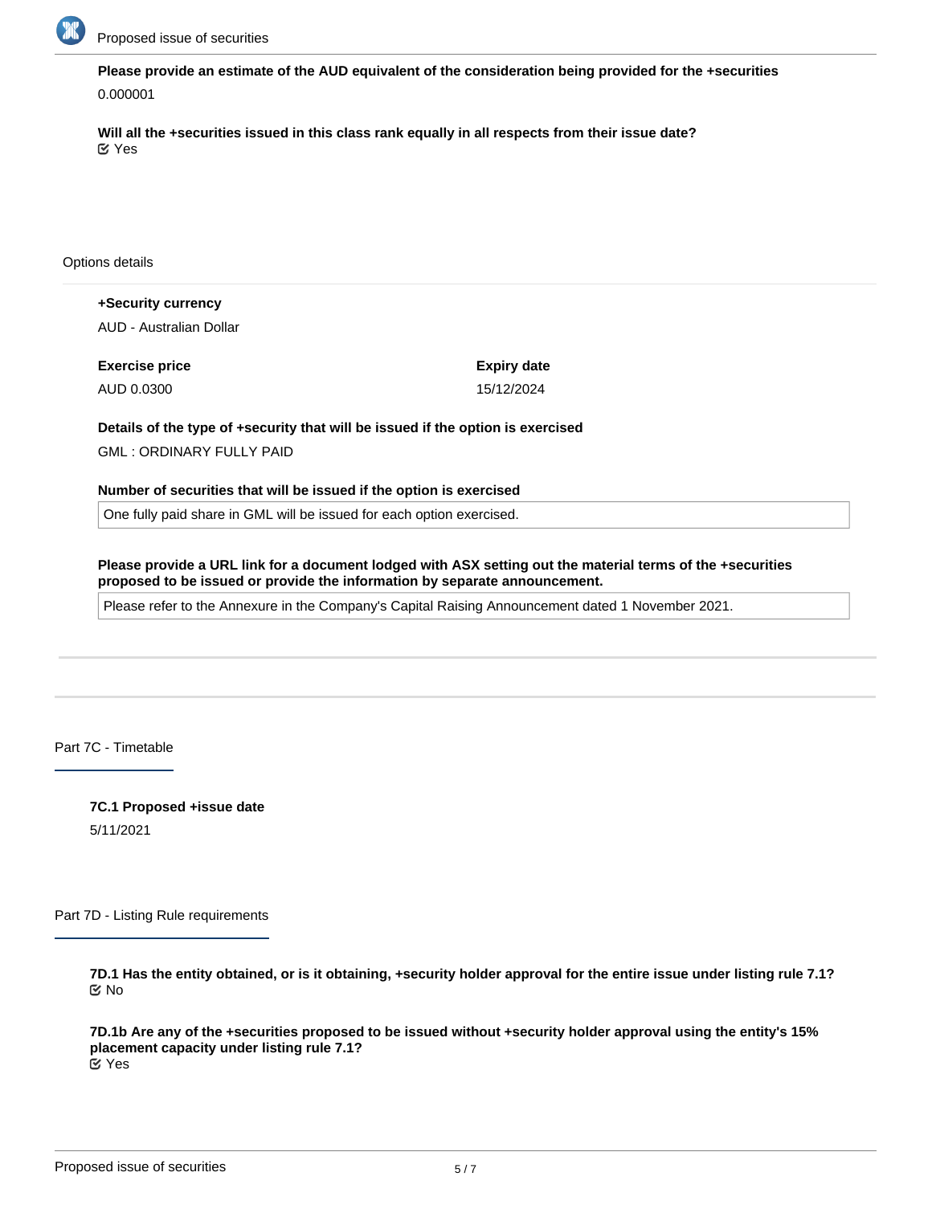**Please provide an estimate of the AUD equivalent of the consideration being provided for the +securities**

0.000001

**Will all the +securities issued in this class rank equally in all respects from their issue date?**

☑ Yes

Options details

**+Security currency**

AUD - Australian Dollar

**Exercise price**

AUD 0.0300

**Expiry date**

15/12/2024

**Details of the type of +security that will be issued if the option is exercised**

GML : ORDINARY FULLY PAID

**Number of securities that will be issued if the option is exercised**

One fully paid share in GML will be issued for each option exercised.

**Please provide a URL link for a document lodged with ASX setting out the material terms of the +securities proposed to be issued or provide the information by separate announcement.**

Please refer to the Annexure in the Company's Capital Raising Announcement dated 1 November 2021.

## Part 7C - Timetable

**7C.1 Proposed +issue date**

5/11/2021

## Part 7D - Listing Rule requirements

**7D.1 Has the entity obtained, or is it obtaining, +security holder approval for the entire issue under listing rule 7.1?**

☑ No

**7D.1b Are any of the +securities proposed to be issued without +security holder approval using the entity's 15% placement capacity under listing rule 7.1?**

☑ Yes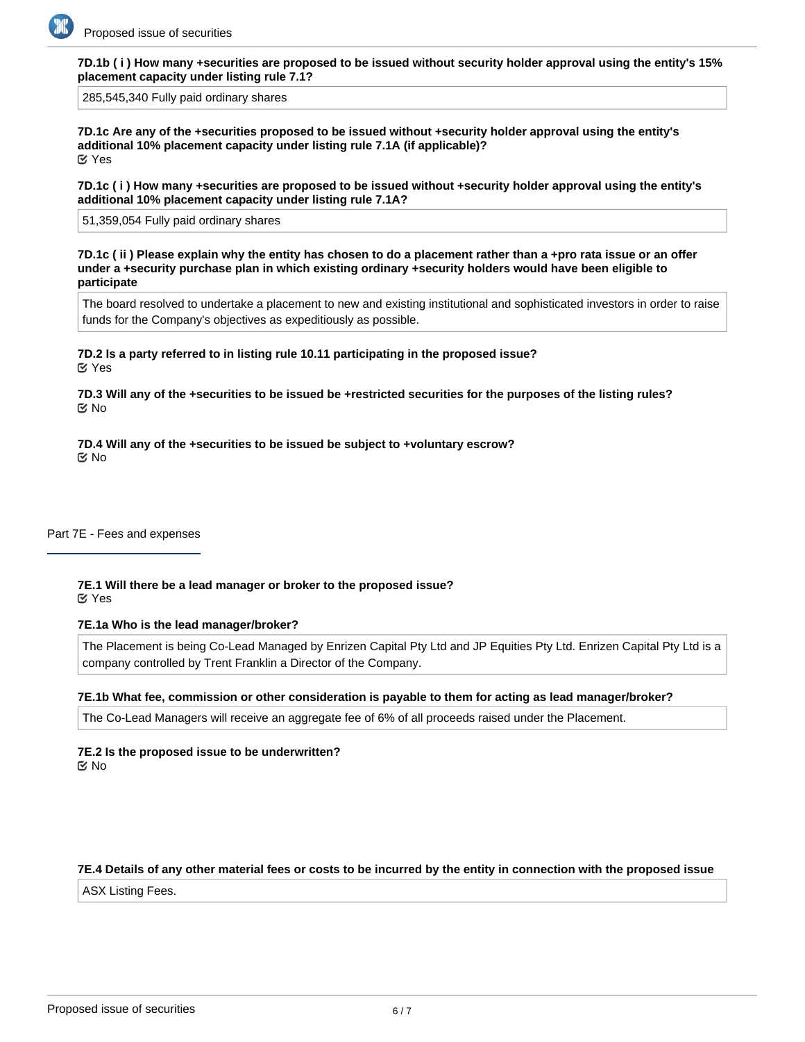**7D.1b ( i ) How many +securities are proposed to be issued without security holder approval using the entity's 15% placement capacity under listing rule 7.1?**

285,545,340 Fully paid ordinary shares

**7D.1c Are any of the +securities proposed to be issued without +security holder approval using the entity's additional 10% placement capacity under listing rule 7.1A (if applicable)?**

Yes

**7D.1c ( i ) How many +securities are proposed to be issued without +security holder approval using the entity's additional 10% placement capacity under listing rule 7.1A?**

51,359,054 Fully paid ordinary shares

**7D.1c ( ii ) Please explain why the entity has chosen to do a placement rather than a +pro rata issue or an offer under a +security purchase plan in which existing ordinary +security holders would have been eligible to participate**

The board resolved to undertake a placement to new and existing institutional and sophisticated investors in order to raise funds for the Company's objectives as expeditiously as possible.

**7D.2 Is a party referred to in listing rule 10.11 participating in the proposed issue?**

Yes

**7D.3 Will any of the +securities to be issued be +restricted securities for the purposes of the listing rules?**

No

**7D.4 Will any of the +securities to be issued be subject to +voluntary escrow?**

No

## Part 7E - Fees and expenses

**7E.1 Will there be a lead manager or broker to the proposed issue?**

Yes

**7E.1a Who is the lead manager/broker?**

The Placement is being Co-Lead Managed by Enrizen Capital Pty Ltd and JP Equities Pty Ltd. Enrizen Capital Pty Ltd is a company controlled by Trent Franklin a Director of the Company.

**7E.1b What fee, commission or other consideration is payable to them for acting as lead manager/broker?**

The Co-Lead Managers will receive an aggregate fee of 6% of all proceeds raised under the Placement.

**7E.2 Is the proposed issue to be underwritten?**

No

**7E.4 Details of any other material fees or costs to be incurred by the entity in connection with the proposed issue**

ASX Listing Fees.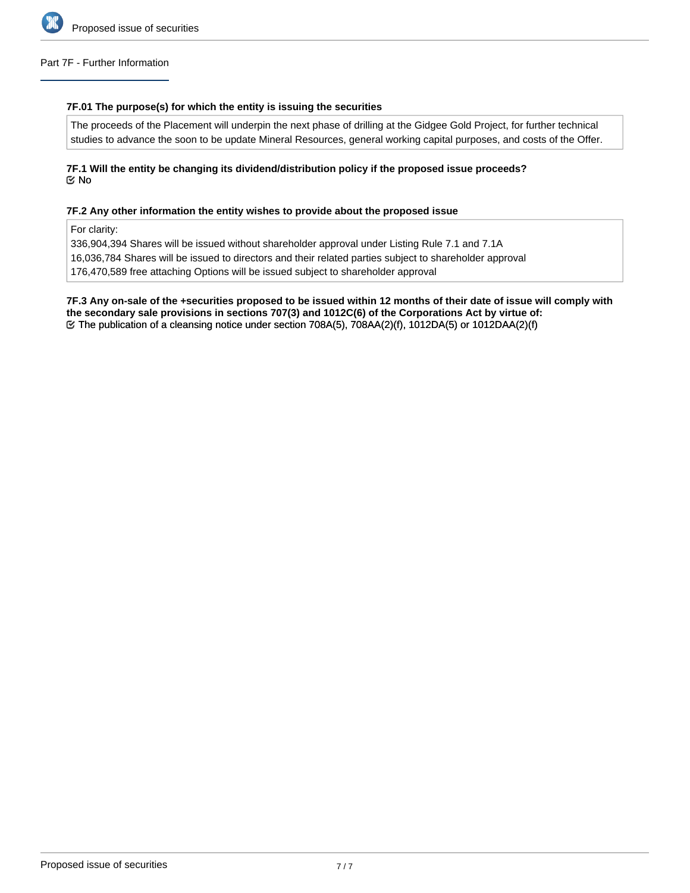## Part 7F - Further Information

**7F.01 The purpose(s) for which the entity is issuing the securities**

The proceeds of the Placement will underpin the next phase of drilling at the Gidgee Gold Project, for further technical studies to advance the soon to be update Mineral Resources, general working capital purposes, and costs of the Offer.

**7F.1 Will the entity be changing its dividend/distribution policy if the proposed issue proceeds?**

No

**7F.2 Any other information the entity wishes to provide about the proposed issue**

For clarity:
336,904,394 Shares will be issued without shareholder approval under Listing Rule 7.1 and 7.1A
16,036,784 Shares will be issued to directors and their related parties subject to shareholder approval
176,470,589 free attaching Options will be issued subject to shareholder approval

**7F.3 Any on-sale of the +securities proposed to be issued within 12 months of their date of issue will comply with the secondary sale provisions in sections 707(3) and 1012C(6) of the Corporations Act by virtue of:**

The publication of a cleansing notice under section 708A(5), 708AA(2)(f), 1012DA(5) or 1012DAA(2)(f)